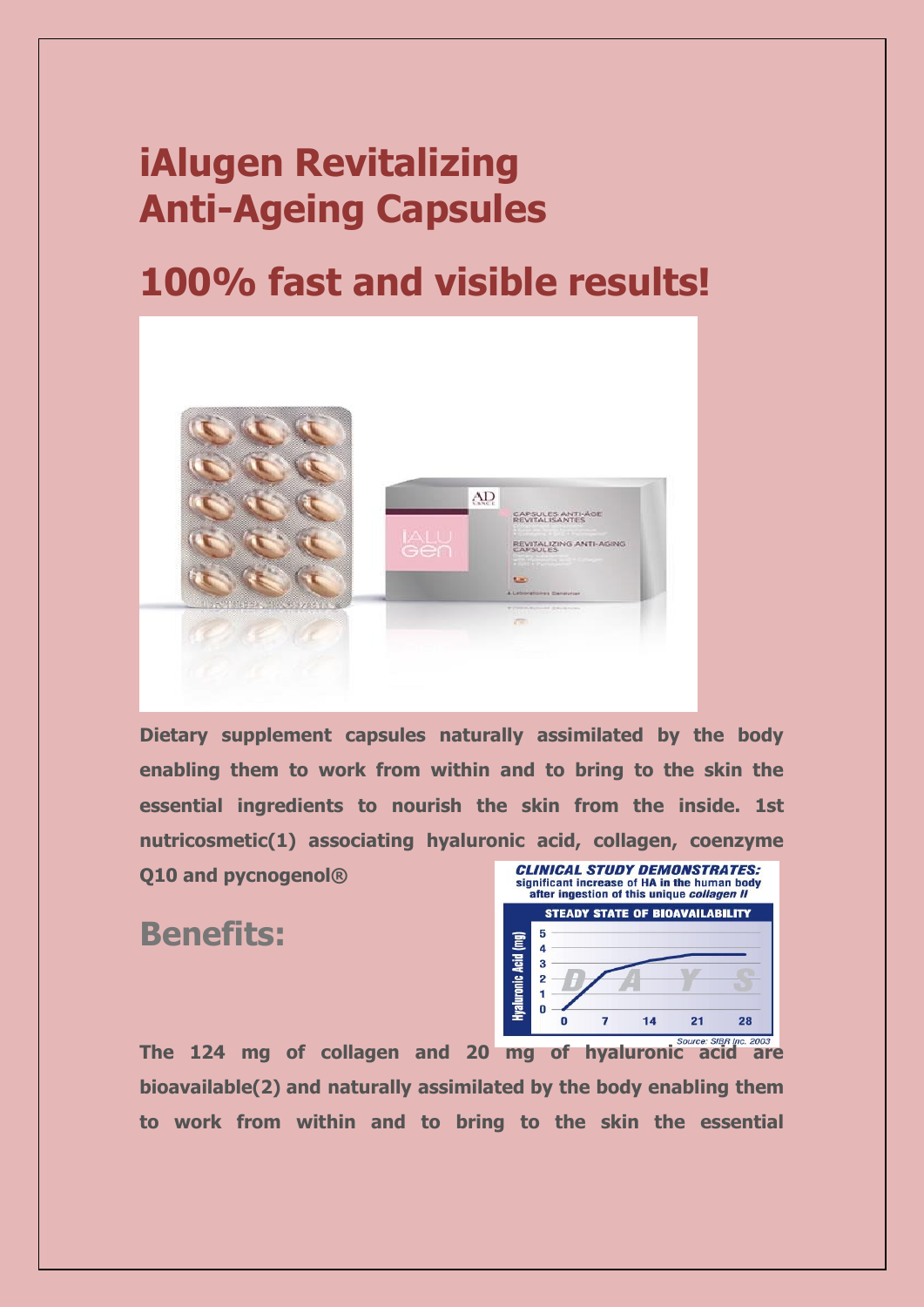# iAlugen Revitalizing Anti-Ageing Capsules

# 100% fast and visible results!

**Dietary supplement capsules naturally assimilated by the body enabling them to work from within and to bring to the skin the essential ingredients to nourish the skin from the inside. 1st nutricosmetic(1) associating hyaluronic acid, collagen, coenzyme Q10 and pycnogenol®**

## Benefits:

**The 124 mg of collagen and 20 mg of hyaluronic acid are bioavailable(2) and naturally assimilated by the body enabling them to work from within and to bring to the skin the essential**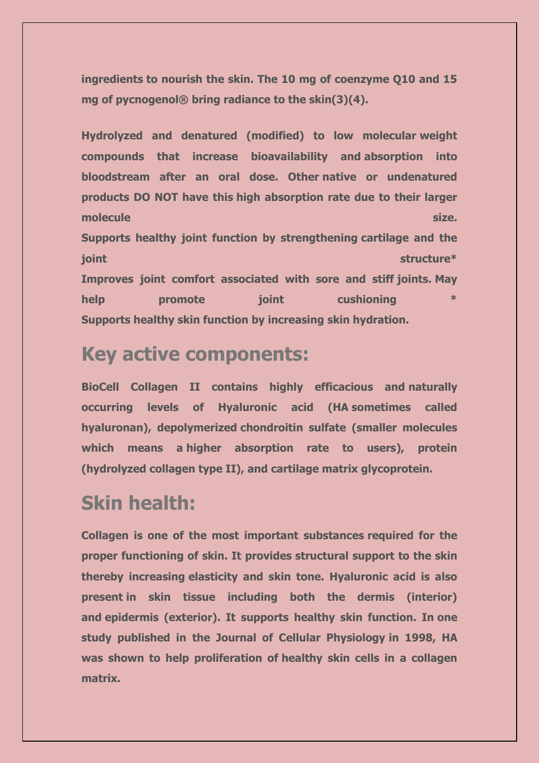**ingredients to nourish the skin. The 10 mg of coenzyme Q10 and 15 mg of pycnogenol® bring radiance to the skin(3)(4).**

**Hydrolyzed and denatured (modified) to low molecular weight compounds that increase bioavailability and absorption into bloodstream after an oral dose. Other native or undenatured products DO NOT have this high absorption rate due to their larger molecule size.**
**Supports healthy joint function by strengthening cartilage and the joint structure***
**Improves joint comfort associated with sore and stiff joints. May help promote joint cushioning ***
**Supports healthy skin function by increasing skin hydration.**

## Key active components:

**BioCell Collagen II contains highly efficacious and naturally occurring levels of Hyaluronic acid (HA sometimes called hyaluronan), depolymerized chondroitin sulfate (smaller molecules which means a higher absorption rate to users), protein (hydrolyzed collagen type II), and cartilage matrix glycoprotein.**

## Skin health:

**Collagen is one of the most important substances required for the proper functioning of skin. It provides structural support to the skin thereby increasing elasticity and skin tone. Hyaluronic acid is also present in skin tissue including both the dermis (interior) and epidermis (exterior). It supports healthy skin function. In one study published in the Journal of Cellular Physiology in 1998, HA was shown to help proliferation of healthy skin cells in a collagen matrix.**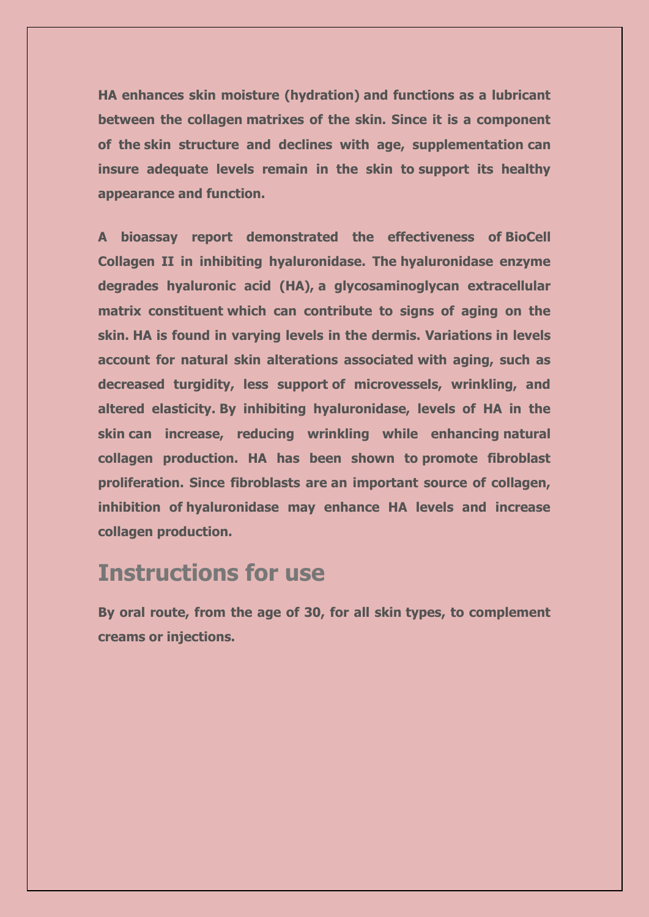**HA enhances skin moisture (hydration) and functions as a lubricant between the collagen matrixes of the skin. Since it is a component of the skin structure and declines with age, supplementation can insure adequate levels remain in the skin to support its healthy appearance and function.**

**A bioassay report demonstrated the effectiveness of BioCell Collagen II in inhibiting hyaluronidase. The hyaluronidase enzyme degrades hyaluronic acid (HA), a glycosaminoglycan extracellular matrix constituent which can contribute to signs of aging on the skin. HA is found in varying levels in the dermis. Variations in levels account for natural skin alterations associated with aging, such as decreased turgidity, less support of microvessels, wrinkling, and altered elasticity. By inhibiting hyaluronidase, levels of HA in the skin can increase, reducing wrinkling while enhancing natural collagen production. HA has been shown to promote fibroblast proliferation. Since fibroblasts are an important source of collagen, inhibition of hyaluronidase may enhance HA levels and increase collagen production.**

## Instructions for use

**By oral route, from the age of 30, for all skin types, to complement creams or injections.**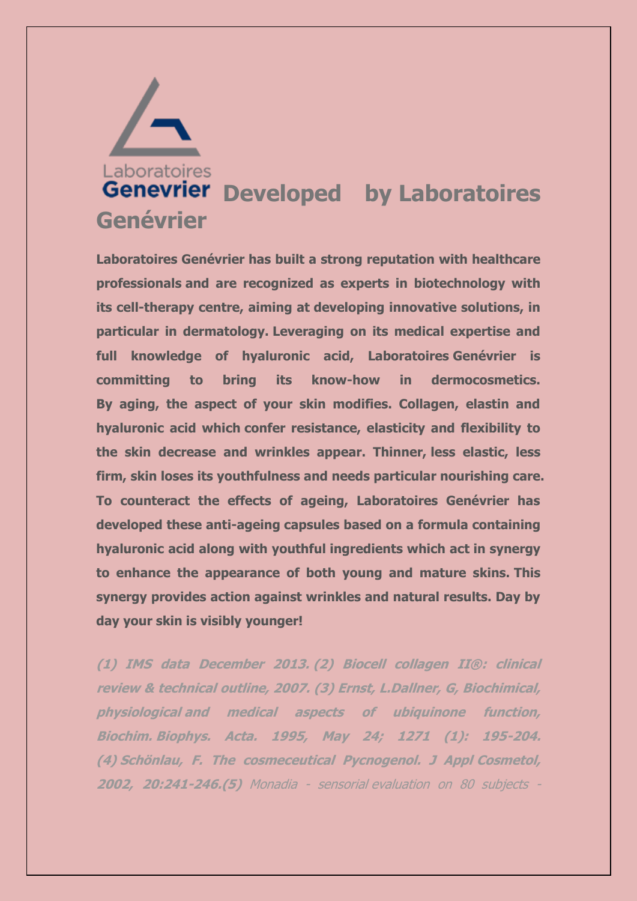## Developed by Laboratoires Genévrier

**Laboratoires Genévrier has built a strong reputation with healthcare professionals and are recognized as experts in biotechnology with its cell-therapy centre, aiming at developing innovative solutions, in particular in dermatology. Leveraging on its medical expertise and full knowledge of hyaluronic acid, Laboratoires Genévrier is committing to bring its know-how in dermocosmetics. By aging, the aspect of your skin modifies. Collagen, elastin and hyaluronic acid which confer resistance, elasticity and flexibility to the skin decrease and wrinkles appear. Thinner, less elastic, less firm, skin loses its youthfulness and needs particular nourishing care. To counteract the effects of ageing, Laboratoires Genévrier has developed these anti-ageing capsules based on a formula containing hyaluronic acid along with youthful ingredients which act in synergy to enhance the appearance of both young and mature skins. This synergy provides action against wrinkles and natural results. Day by day your skin is visibly younger!**

***(1) IMS data December 2013. (2) Biocell collagen II®: clinical review & technical outline, 2007. (3) Ernst, L.Dallner, G, Biochimical, physiological and medical aspects of ubiquinone function, Biochim. Biophys. Acta. 1995, May 24; 1271 (1): 195-204. (4) Schönlau, F. The cosmeceutical Pycnogenol. J Appl Cosmetol, 2002, 20:241-246.(5)*** *Monadia - sensorial evaluation on 80 subjects -*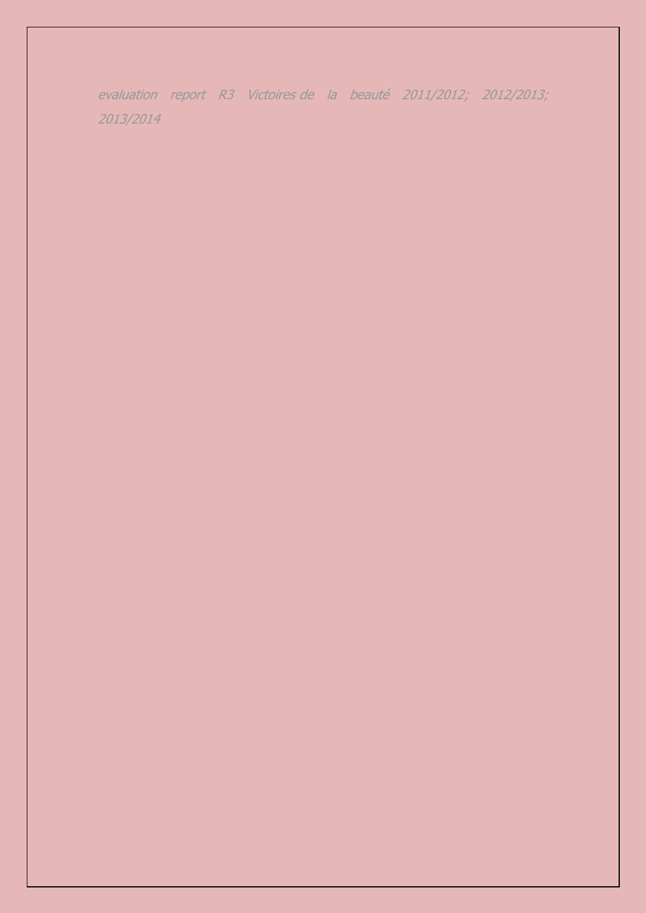*evaluation report R3 Victoires de la beauté 2011/2012; 2012/2013; 2013/2014*